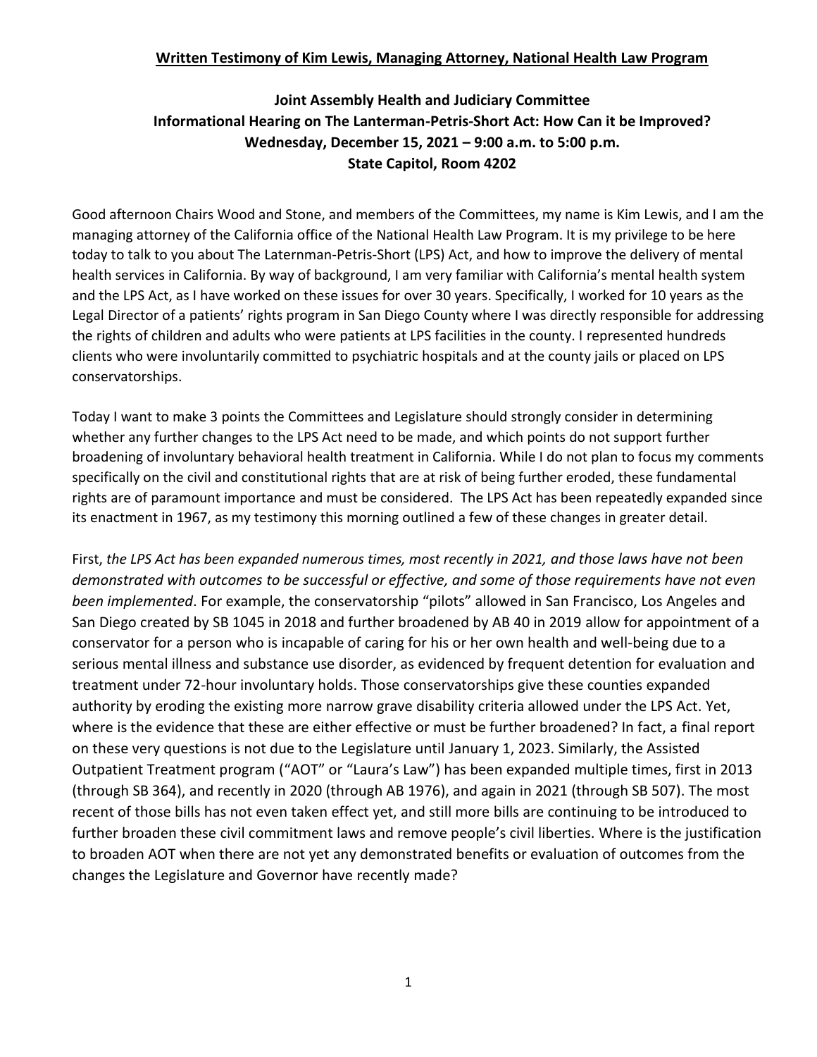**Written Testimony of Kim Lewis, Managing Attorney, National Health Law Program**

**Joint Assembly Health and Judiciary Committee**
**Informational Hearing on The Lanterman-Petris-Short Act: How Can it be Improved?**
**Wednesday, December 15, 2021 – 9:00 a.m. to 5:00 p.m.**
**State Capitol, Room 4202**

Good afternoon Chairs Wood and Stone, and members of the Committees, my name is Kim Lewis, and I am the managing attorney of the California office of the National Health Law Program. It is my privilege to be here today to talk to you about The Laternman-Petris-Short (LPS) Act, and how to improve the delivery of mental health services in California. By way of background, I am very familiar with California's mental health system and the LPS Act, as I have worked on these issues for over 30 years. Specifically, I worked for 10 years as the Legal Director of a patients' rights program in San Diego County where I was directly responsible for addressing the rights of children and adults who were patients at LPS facilities in the county. I represented hundreds clients who were involuntarily committed to psychiatric hospitals and at the county jails or placed on LPS conservatorships.

Today I want to make 3 points the Committees and Legislature should strongly consider in determining whether any further changes to the LPS Act need to be made, and which points do not support further broadening of involuntary behavioral health treatment in California. While I do not plan to focus my comments specifically on the civil and constitutional rights that are at risk of being further eroded, these fundamental rights are of paramount importance and must be considered. The LPS Act has been repeatedly expanded since its enactment in 1967, as my testimony this morning outlined a few of these changes in greater detail.

First, *the LPS Act has been expanded numerous times, most recently in 2021, and those laws have not been demonstrated with outcomes to be successful or effective, and some of those requirements have not even been implemented*. For example, the conservatorship "pilots" allowed in San Francisco, Los Angeles and San Diego created by SB 1045 in 2018 and further broadened by AB 40 in 2019 allow for appointment of a conservator for a person who is incapable of caring for his or her own health and well-being due to a serious mental illness and substance use disorder, as evidenced by frequent detention for evaluation and treatment under 72-hour involuntary holds. Those conservatorships give these counties expanded authority by eroding the existing more narrow grave disability criteria allowed under the LPS Act. Yet, where is the evidence that these are either effective or must be further broadened? In fact, a final report on these very questions is not due to the Legislature until January 1, 2023. Similarly, the Assisted Outpatient Treatment program ("AOT" or "Laura's Law") has been expanded multiple times, first in 2013 (through SB 364), and recently in 2020 (through AB 1976), and again in 2021 (through SB 507). The most recent of those bills has not even taken effect yet, and still more bills are continuing to be introduced to further broaden these civil commitment laws and remove people's civil liberties. Where is the justification to broaden AOT when there are not yet any demonstrated benefits or evaluation of outcomes from the changes the Legislature and Governor have recently made?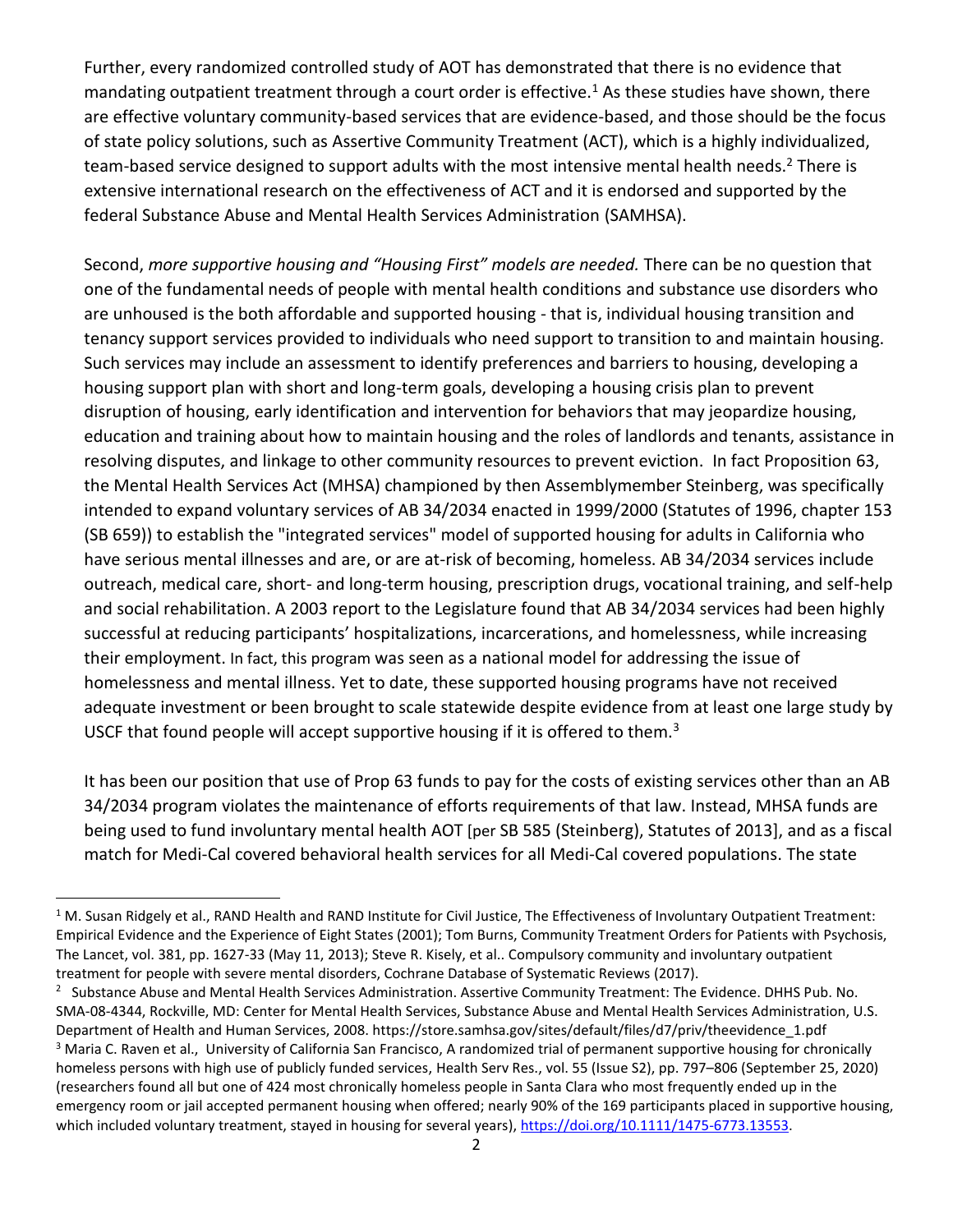Further, every randomized controlled study of AOT has demonstrated that there is no evidence that mandating outpatient treatment through a court order is effective.[1] As these studies have shown, there are effective voluntary community-based services that are evidence-based, and those should be the focus of state policy solutions, such as Assertive Community Treatment (ACT), which is a highly individualized, team-based service designed to support adults with the most intensive mental health needs.[2] There is extensive international research on the effectiveness of ACT and it is endorsed and supported by the federal Substance Abuse and Mental Health Services Administration (SAMHSA).

Second, *more supportive housing and "Housing First" models are needed.* There can be no question that one of the fundamental needs of people with mental health conditions and substance use disorders who are unhoused is the both affordable and supported housing - that is, individual housing transition and tenancy support services provided to individuals who need support to transition to and maintain housing. Such services may include an assessment to identify preferences and barriers to housing, developing a housing support plan with short and long-term goals, developing a housing crisis plan to prevent disruption of housing, early identification and intervention for behaviors that may jeopardize housing, education and training about how to maintain housing and the roles of landlords and tenants, assistance in resolving disputes, and linkage to other community resources to prevent eviction. In fact Proposition 63, the Mental Health Services Act (MHSA) championed by then Assemblymember Steinberg, was specifically intended to expand voluntary services of AB 34/2034 enacted in 1999/2000 (Statutes of 1996, chapter 153 (SB 659)) to establish the "integrated services" model of supported housing for adults in California who have serious mental illnesses and are, or are at-risk of becoming, homeless. AB 34/2034 services include outreach, medical care, short- and long-term housing, prescription drugs, vocational training, and self-help and social rehabilitation. A 2003 report to the Legislature found that AB 34/2034 services had been highly successful at reducing participants' hospitalizations, incarcerations, and homelessness, while increasing their employment. In fact, this program was seen as a national model for addressing the issue of homelessness and mental illness. Yet to date, these supported housing programs have not received adequate investment or been brought to scale statewide despite evidence from at least one large study by USCF that found people will accept supportive housing if it is offered to them.[3]

It has been our position that use of Prop 63 funds to pay for the costs of existing services other than an AB 34/2034 program violates the maintenance of efforts requirements of that law. Instead, MHSA funds are being used to fund involuntary mental health AOT [per SB 585 (Steinberg), Statutes of 2013], and as a fiscal match for Medi-Cal covered behavioral health services for all Medi-Cal covered populations. The state

---

[1] M. Susan Ridgely et al., RAND Health and RAND Institute for Civil Justice, The Effectiveness of Involuntary Outpatient Treatment: Empirical Evidence and the Experience of Eight States (2001); Tom Burns, Community Treatment Orders for Patients with Psychosis, The Lancet, vol. 381, pp. 1627-33 (May 11, 2013); Steve R. Kisely, et al.. Compulsory community and involuntary outpatient treatment for people with severe mental disorders, Cochrane Database of Systematic Reviews (2017).

[2] Substance Abuse and Mental Health Services Administration. Assertive Community Treatment: The Evidence. DHHS Pub. No. SMA-08-4344, Rockville, MD: Center for Mental Health Services, Substance Abuse and Mental Health Services Administration, U.S. Department of Health and Human Services, 2008. https://store.samhsa.gov/sites/default/files/d7/priv/theevidence_1.pdf

[3] Maria C. Raven et al., University of California San Francisco, A randomized trial of permanent supportive housing for chronically homeless persons with high use of publicly funded services, Health Serv Res., vol. 55 (Issue S2), pp. 797–806 (September 25, 2020) (researchers found all but one of 424 most chronically homeless people in Santa Clara who most frequently ended up in the emergency room or jail accepted permanent housing when offered; nearly 90% of the 169 participants placed in supportive housing, which included voluntary treatment, stayed in housing for several years), https://doi.org/10.1111/1475-6773.13553.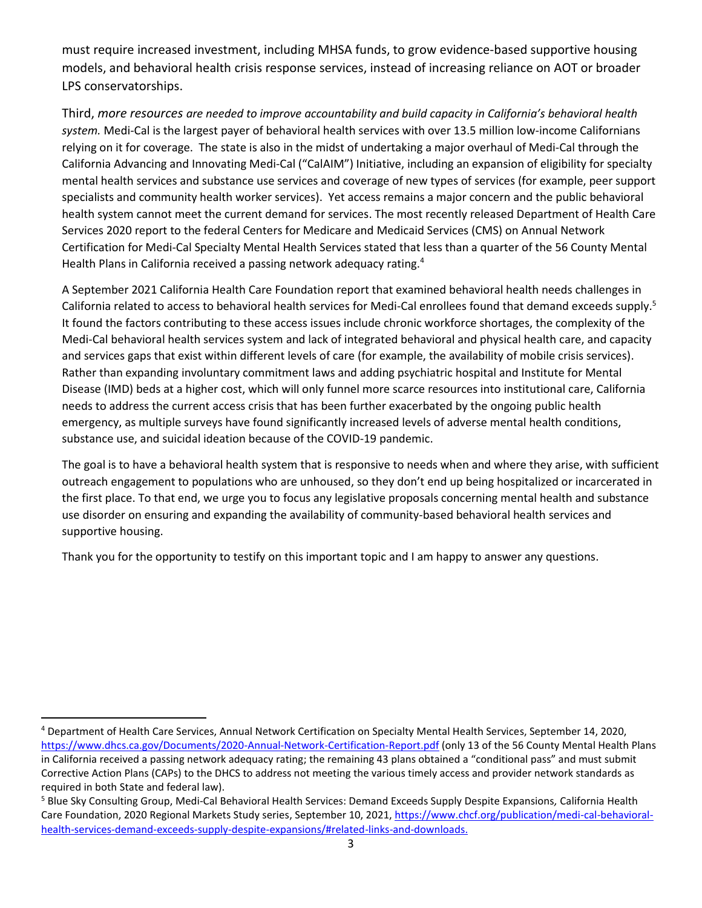must require increased investment, including MHSA funds, to grow evidence-based supportive housing models, and behavioral health crisis response services, instead of increasing reliance on AOT or broader LPS conservatorships.

Third, *more resources are needed to improve accountability and build capacity in California's behavioral health system.* Medi-Cal is the largest payer of behavioral health services with over 13.5 million low-income Californians relying on it for coverage. The state is also in the midst of undertaking a major overhaul of Medi-Cal through the California Advancing and Innovating Medi-Cal ("CalAIM") Initiative, including an expansion of eligibility for specialty mental health services and substance use services and coverage of new types of services (for example, peer support specialists and community health worker services). Yet access remains a major concern and the public behavioral health system cannot meet the current demand for services. The most recently released Department of Health Care Services 2020 report to the federal Centers for Medicare and Medicaid Services (CMS) on Annual Network Certification for Medi-Cal Specialty Mental Health Services stated that less than a quarter of the 56 County Mental Health Plans in California received a passing network adequacy rating.[4]

A September 2021 California Health Care Foundation report that examined behavioral health needs challenges in California related to access to behavioral health services for Medi-Cal enrollees found that demand exceeds supply.[5] It found the factors contributing to these access issues include chronic workforce shortages, the complexity of the Medi-Cal behavioral health services system and lack of integrated behavioral and physical health care, and capacity and services gaps that exist within different levels of care (for example, the availability of mobile crisis services). Rather than expanding involuntary commitment laws and adding psychiatric hospital and Institute for Mental Disease (IMD) beds at a higher cost, which will only funnel more scarce resources into institutional care, California needs to address the current access crisis that has been further exacerbated by the ongoing public health emergency, as multiple surveys have found significantly increased levels of adverse mental health conditions, substance use, and suicidal ideation because of the COVID-19 pandemic.

The goal is to have a behavioral health system that is responsive to needs when and where they arise, with sufficient outreach engagement to populations who are unhoused, so they don't end up being hospitalized or incarcerated in the first place. To that end, we urge you to focus any legislative proposals concerning mental health and substance use disorder on ensuring and expanding the availability of community-based behavioral health services and supportive housing.

Thank you for the opportunity to testify on this important topic and I am happy to answer any questions.

---

[4] Department of Health Care Services, Annual Network Certification on Specialty Mental Health Services, September 14, 2020, https://www.dhcs.ca.gov/Documents/2020-Annual-Network-Certification-Report.pdf (only 13 of the 56 County Mental Health Plans in California received a passing network adequacy rating; the remaining 43 plans obtained a "conditional pass" and must submit Corrective Action Plans (CAPs) to the DHCS to address not meeting the various timely access and provider network standards as required in both State and federal law).

[5] Blue Sky Consulting Group, Medi-Cal Behavioral Health Services: Demand Exceeds Supply Despite Expansions, California Health Care Foundation, 2020 Regional Markets Study series, September 10, 2021, https://www.chcf.org/publication/medi-cal-behavioral-health-services-demand-exceeds-supply-despite-expansions/#related-links-and-downloads.